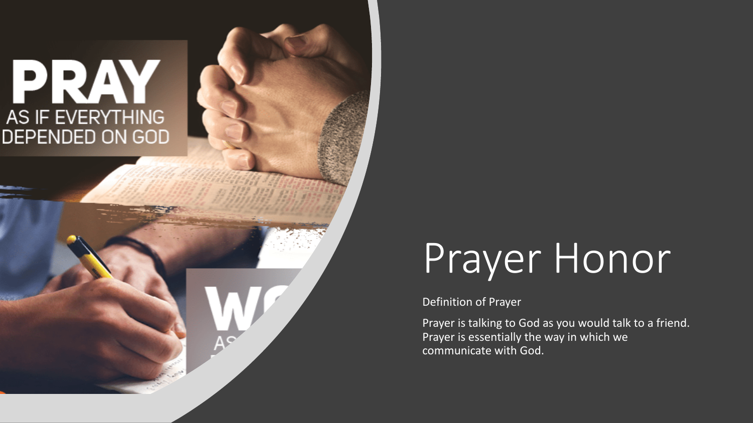# Prayer Honor

Definition of Prayer

Prayer is talking to God as you would talk to a friend. Prayer is essentially the way in which we communicate with God.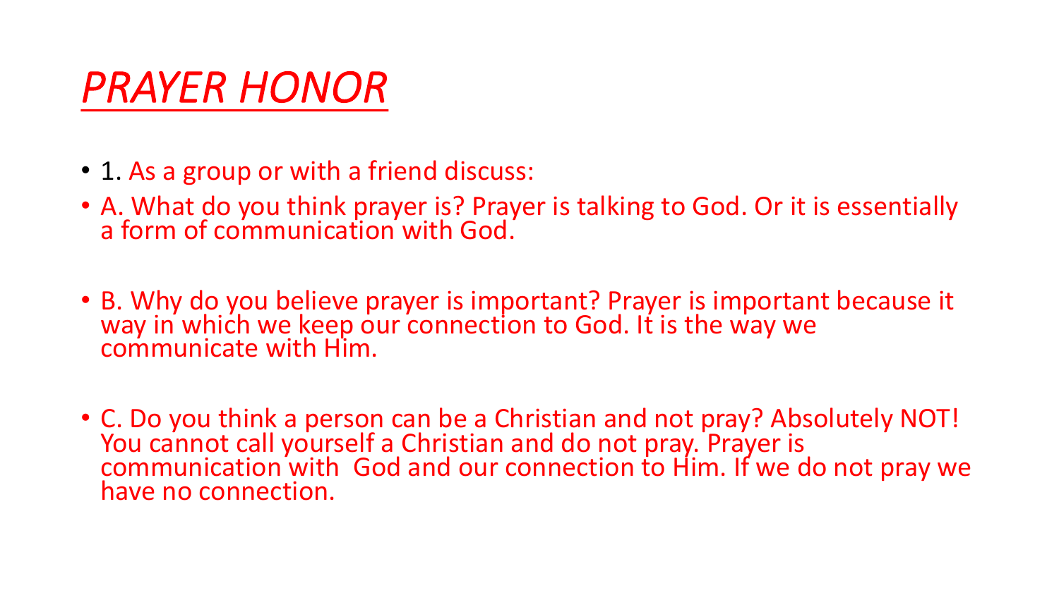# *PRAYER HONOR*

- 1. As a group or with a friend discuss:
- A. What do you think prayer is? Prayer is talking to God. Or it is essentially a form of communication with God.
- B. Why do you believe prayer is important? Prayer is important because it way in which we keep our connection to God. It is the way we communicate with Him.
- C. Do you think a person can be a Christian and not pray? Absolutely NOT! You cannot call yourself a Christian and do not pray. Prayer is communication with God and our connection to Him. If we do not pray we have no connection.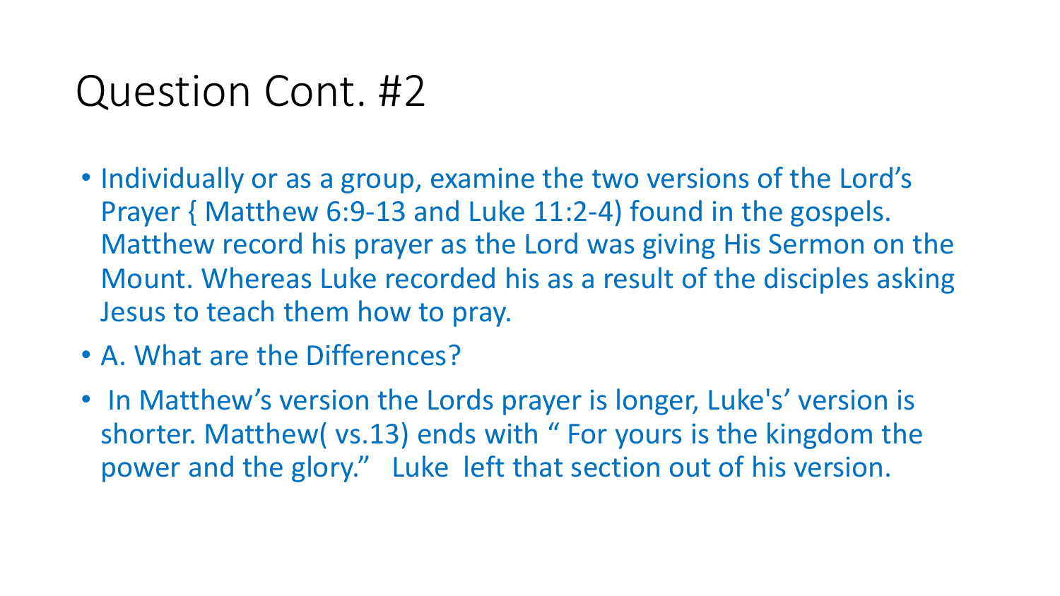# Question Cont. #2

- Individually or as a group, examine the two versions of the Lord's Prayer { Matthew 6:9-13 and Luke 11:2-4) found in the gospels. Matthew record his prayer as the Lord was giving His Sermon on the Mount. Whereas Luke recorded his as a result of the disciples asking Jesus to teach them how to pray.
- A. What are the Differences?
- In Matthew's version the Lords prayer is longer, Luke's' version is shorter. Matthew( vs.13) ends with " For yours is the kingdom the power and the glory." Luke left that section out of his version.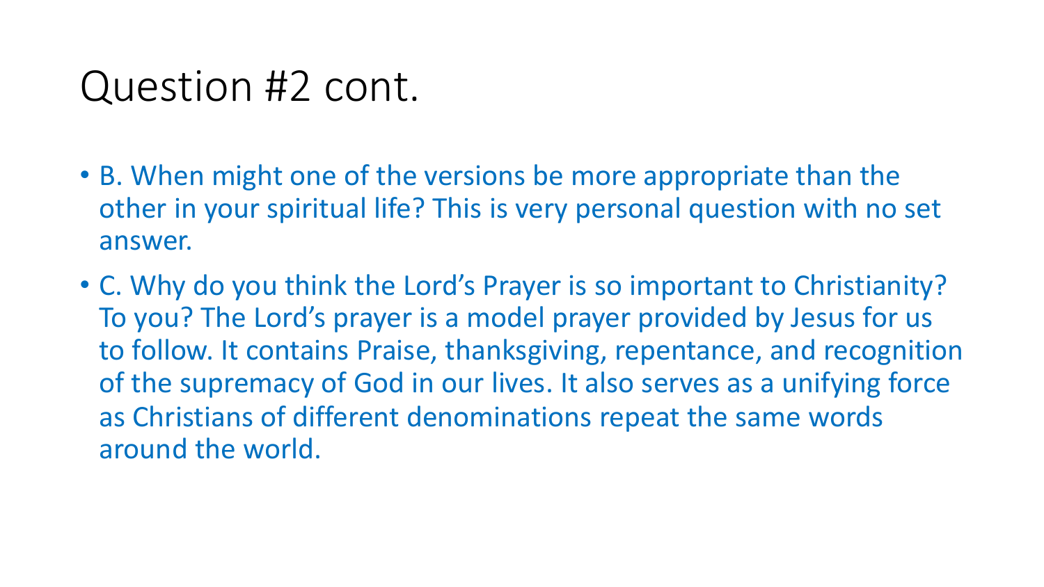# Question #2 cont.

- B. When might one of the versions be more appropriate than the other in your spiritual life? This is very personal question with no set answer.
- C. Why do you think the Lord's Prayer is so important to Christianity? To you? The Lord's prayer is a model prayer provided by Jesus for us to follow. It contains Praise, thanksgiving, repentance, and recognition of the supremacy of God in our lives. It also serves as a unifying force as Christians of different denominations repeat the same words around the world.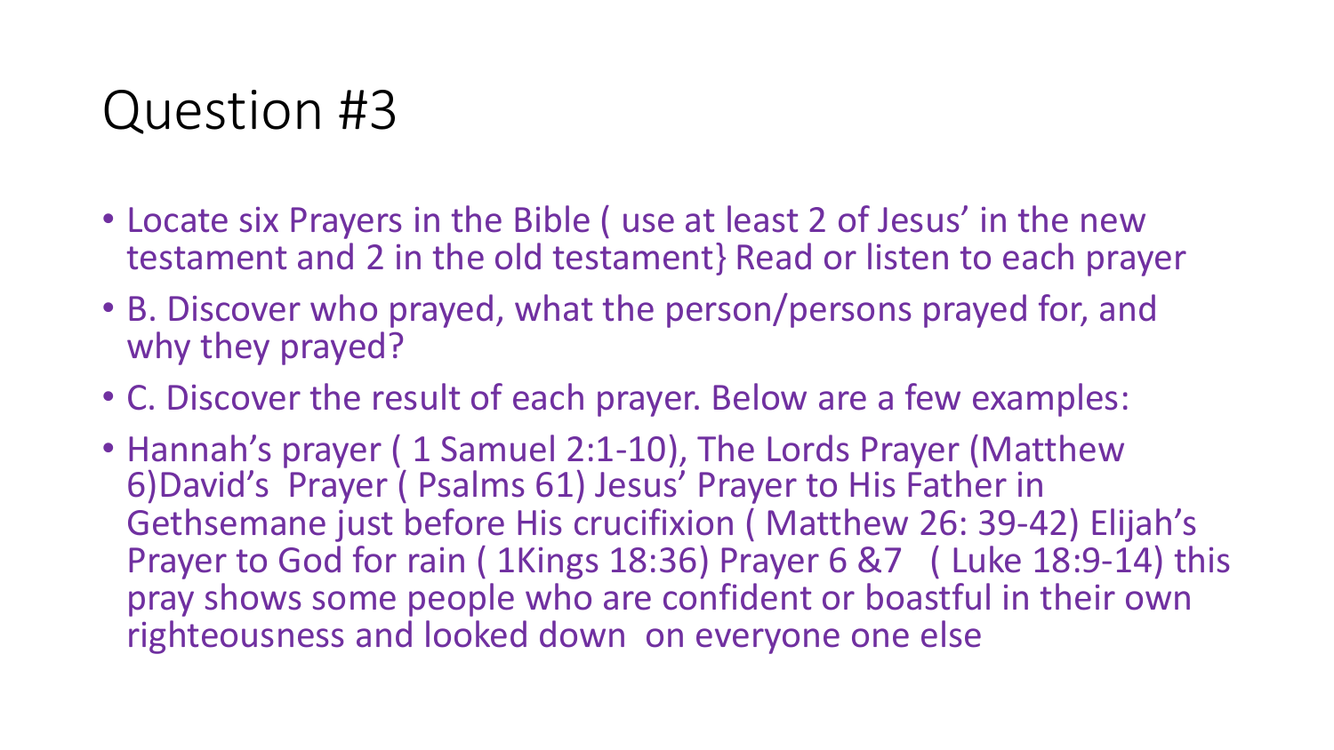# Question #3

- Locate six Prayers in the Bible ( use at least 2 of Jesus' in the new testament and 2 in the old testament} Read or listen to each prayer
- B. Discover who prayed, what the person/persons prayed for, and why they prayed?
- C. Discover the result of each prayer. Below are a few examples:
- Hannah's prayer ( 1 Samuel 2:1-10), The Lords Prayer (Matthew 6)David's Prayer ( Psalms 61) Jesus' Prayer to His Father in Gethsemane just before His crucifixion ( Matthew 26: 39-42) Elijah's Prayer to God for rain ( 1Kings 18:36) Prayer 6 &7 ( Luke 18:9-14) this pray shows some people who are confident or boastful in their own righteousness and looked down on everyone one else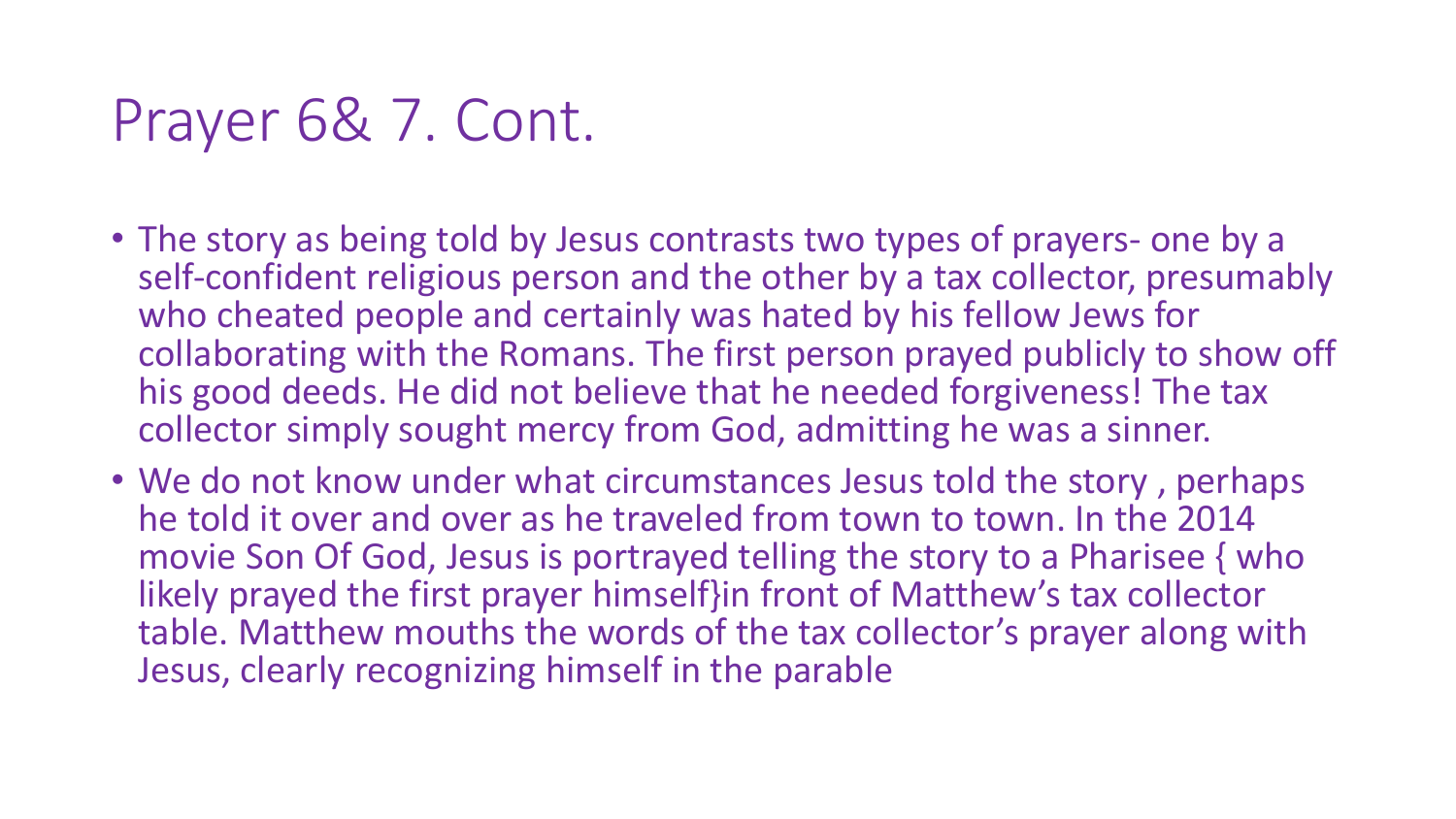# Prayer 6& 7. Cont.

- The story as being told by Jesus contrasts two types of prayers- one by a self-confident religious person and the other by a tax collector, presumably who cheated people and certainly was hated by his fellow Jews for collaborating with the Romans. The first person prayed publicly to show off his good deeds. He did not believe that he needed forgiveness! The tax collector simply sought mercy from God, admitting he was a sinner.
- We do not know under what circumstances Jesus told the story , perhaps he told it over and over as he traveled from town to town. In the 2014 movie Son Of God, Jesus is portrayed telling the story to a Pharisee { who likely prayed the first prayer himself}in front of Matthew's tax collector table. Matthew mouths the words of the tax collector's prayer along with Jesus, clearly recognizing himself in the parable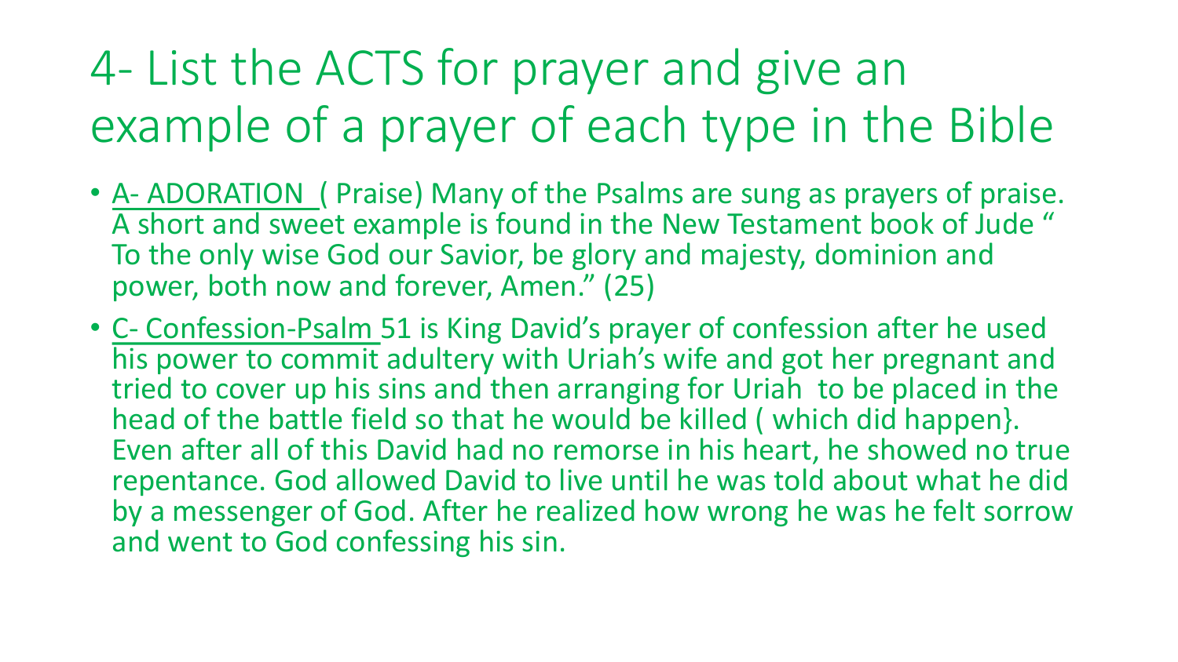# 4- List the ACTS for prayer and give an example of a prayer of each type in the Bible

- A- ADORATION ( Praise) Many of the Psalms are sung as prayers of praise. A short and sweet example is found in the New Testament book of Jude " To the only wise God our Savior, be glory and majesty, dominion and power, both now and forever, Amen." (25)
- C- Confession-Psalm 51 is King David's prayer of confession after he used his power to commit adultery with Uriah's wife and got her pregnant and tried to cover up his sins and then arranging for Uriah to be placed in the head of the battle field so that he would be killed ( which did happen}. Even after all of this David had no remorse in his heart, he showed no true repentance. God allowed David to live until he was told about what he did by a messenger of God. After he realized how wrong he was he felt sorrow and went to God confessing his sin.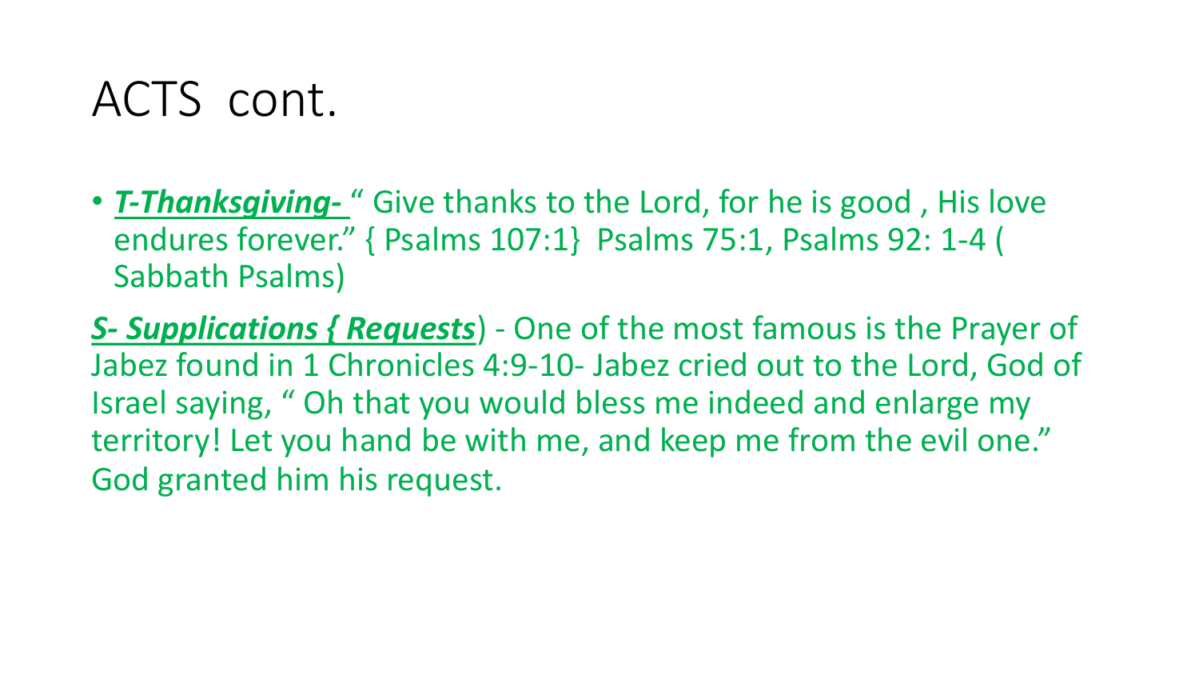# ACTS cont.

- ***T-Thanksgiving-*** " Give thanks to the Lord, for he is good , His love endures forever." { Psalms 107:1} Psalms 75:1, Psalms 92: 1-4 ( Sabbath Psalms)

***S- Supplications { Requests***) - One of the most famous is the Prayer of Jabez found in 1 Chronicles 4:9-10- Jabez cried out to the Lord, God of Israel saying, " Oh that you would bless me indeed and enlarge my territory! Let you hand be with me, and keep me from the evil one." God granted him his request.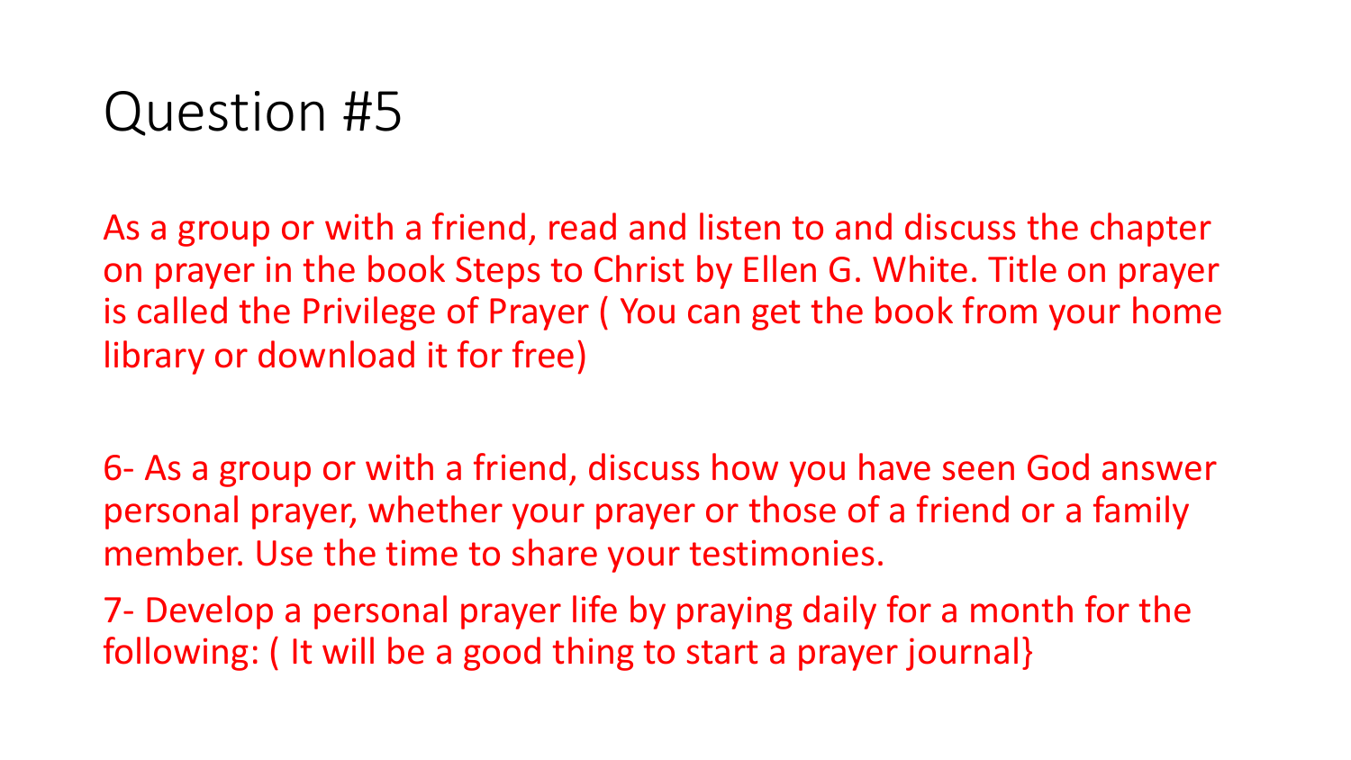# Question #5

As a group or with a friend, read and listen to and discuss the chapter on prayer in the book Steps to Christ by Ellen G. White. Title on prayer is called the Privilege of Prayer ( You can get the book from your home library or download it for free)

6- As a group or with a friend, discuss how you have seen God answer personal prayer, whether your prayer or those of a friend or a family member. Use the time to share your testimonies.

7- Develop a personal prayer life by praying daily for a month for the following: ( It will be a good thing to start a prayer journal}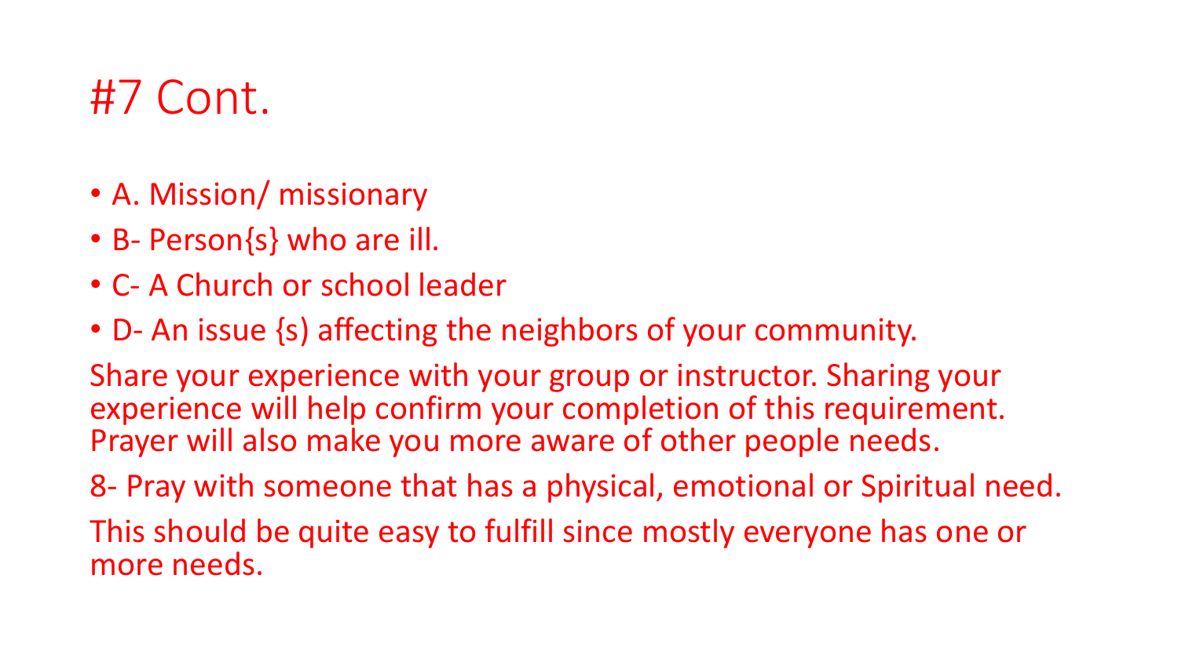# #7 Cont.

- A. Mission/ missionary
- B- Person{s} who are ill.
- C- A Church or school leader
- D- An issue {s) affecting the neighbors of your community.

Share your experience with your group or instructor. Sharing your experience will help confirm your completion of this requirement. Prayer will also make you more aware of other people needs.

8- Pray with someone that has a physical, emotional or Spiritual need.

This should be quite easy to fulfill since mostly everyone has one or more needs.